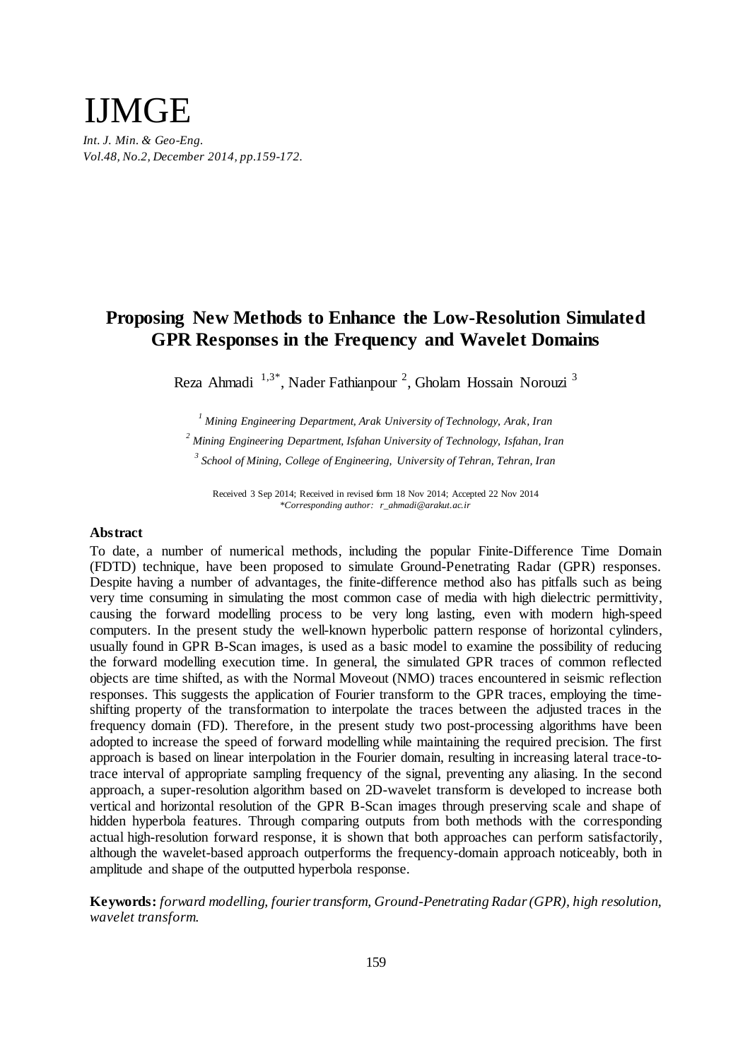# IJMGE

*Int. J. Min. & Geo-Eng.*
*Vol.48, No.2, December 2014, pp.159-172.*

## Proposing New Methods to Enhance the Low-Resolution Simulated GPR Responses in the Frequency and Wavelet Domains

Reza Ahmadi [1,3*], Nader Fathianpour [2], Gholam Hossain Norouzi [3]

[1] *Mining Engineering Department, Arak University of Technology, Arak, Iran*

[2] *Mining Engineering Department, Isfahan University of Technology, Isfahan, Iran*

[3] *School of Mining, College of Engineering, University of Tehran, Tehran, Iran*

Received 3 Sep 2014; Received in revised form 18 Nov 2014; Accepted 22 Nov 2014
*\*Corresponding author: r_ahmadi@arakut.ac.ir*

### Abstract

To date, a number of numerical methods, including the popular Finite-Difference Time Domain (FDTD) technique, have been proposed to simulate Ground-Penetrating Radar (GPR) responses. Despite having a number of advantages, the finite-difference method also has pitfalls such as being very time consuming in simulating the most common case of media with high dielectric permittivity, causing the forward modelling process to be very long lasting, even with modern high-speed computers. In the present study the well-known hyperbolic pattern response of horizontal cylinders, usually found in GPR B-Scan images, is used as a basic model to examine the possibility of reducing the forward modelling execution time. In general, the simulated GPR traces of common reflected objects are time shifted, as with the Normal Moveout (NMO) traces encountered in seismic reflection responses. This suggests the application of Fourier transform to the GPR traces, employing the time-shifting property of the transformation to interpolate the traces between the adjusted traces in the frequency domain (FD). Therefore, in the present study two post-processing algorithms have been adopted to increase the speed of forward modelling while maintaining the required precision. The first approach is based on linear interpolation in the Fourier domain, resulting in increasing lateral trace-to-trace interval of appropriate sampling frequency of the signal, preventing any aliasing. In the second approach, a super-resolution algorithm based on 2D-wavelet transform is developed to increase both vertical and horizontal resolution of the GPR B-Scan images through preserving scale and shape of hidden hyperbola features. Through comparing outputs from both methods with the corresponding actual high-resolution forward response, it is shown that both approaches can perform satisfactorily, although the wavelet-based approach outperforms the frequency-domain approach noticeably, both in amplitude and shape of the outputted hyperbola response.

**Keywords:** *forward modelling, fourier transform, Ground-Penetrating Radar (GPR), high resolution, wavelet transform.*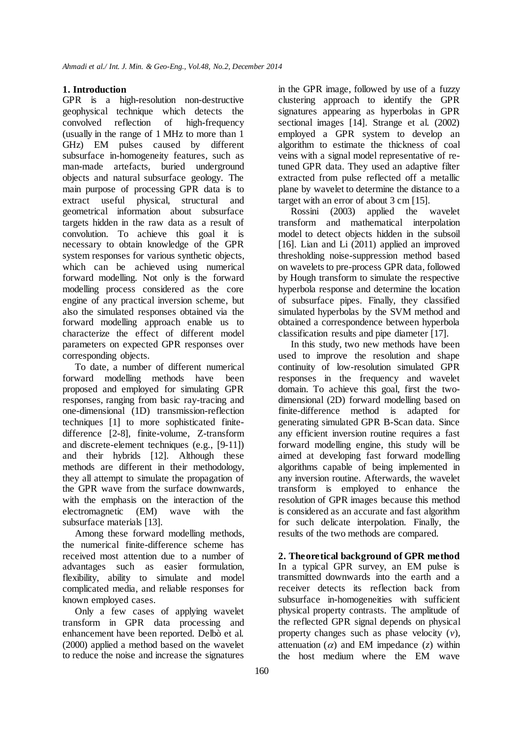## 1. Introduction

GPR is a high-resolution non-destructive geophysical technique which detects the convolved reflection of high-frequency (usually in the range of 1 MHz to more than 1 GHz) EM pulses caused by different subsurface in-homogeneity features, such as man-made artefacts, buried underground objects and natural subsurface geology. The main purpose of processing GPR data is to extract useful physical, structural and geometrical information about subsurface targets hidden in the raw data as a result of convolution. To achieve this goal it is necessary to obtain knowledge of the GPR system responses for various synthetic objects, which can be achieved using numerical forward modelling. Not only is the forward modelling process considered as the core engine of any practical inversion scheme, but also the simulated responses obtained via the forward modelling approach enable us to characterize the effect of different model parameters on expected GPR responses over corresponding objects.

To date, a number of different numerical forward modelling methods have been proposed and employed for simulating GPR responses, ranging from basic ray-tracing and one-dimensional (1D) transmission-reflection techniques [1] to more sophisticated finite-difference [2-8], finite-volume, Z-transform and discrete-element techniques (e.g., [9-11]) and their hybrids [12]. Although these methods are different in their methodology, they all attempt to simulate the propagation of the GPR wave from the surface downwards, with the emphasis on the interaction of the electromagnetic (EM) wave with the subsurface materials [13].

Among these forward modelling methods, the numerical finite-difference scheme has received most attention due to a number of advantages such as easier formulation, flexibility, ability to simulate and model complicated media, and reliable responses for known employed cases.

Only a few cases of applying wavelet transform in GPR data processing and enhancement have been reported. Delbò et al. (2000) applied a method based on the wavelet to reduce the noise and increase the signatures in the GPR image, followed by use of a fuzzy clustering approach to identify the GPR signatures appearing as hyperbolas in GPR sectional images [14]. Strange et al. (2002) employed a GPR system to develop an algorithm to estimate the thickness of coal veins with a signal model representative of re-tuned GPR data. They used an adaptive filter extracted from pulse reflected off a metallic plane by wavelet to determine the distance to a target with an error of about 3 cm [15].

Rossini (2003) applied the wavelet transform and mathematical interpolation model to detect objects hidden in the subsoil [16]. Lian and Li (2011) applied an improved thresholding noise-suppression method based on wavelets to pre-process GPR data, followed by Hough transform to simulate the respective hyperbola response and determine the location of subsurface pipes. Finally, they classified simulated hyperbolas by the SVM method and obtained a correspondence between hyperbola classification results and pipe diameter [17].

In this study, two new methods have been used to improve the resolution and shape continuity of low-resolution simulated GPR responses in the frequency and wavelet domain. To achieve this goal, first the two-dimensional (2D) forward modelling based on finite-difference method is adapted for generating simulated GPR B-Scan data. Since any efficient inversion routine requires a fast forward modelling engine, this study will be aimed at developing fast forward modelling algorithms capable of being implemented in any inversion routine. Afterwards, the wavelet transform is employed to enhance the resolution of GPR images because this method is considered as an accurate and fast algorithm for such delicate interpolation. Finally, the results of the two methods are compared.

## 2. Theoretical background of GPR method

In a typical GPR survey, an EM pulse is transmitted downwards into the earth and a receiver detects its reflection back from subsurface in-homogeneities with sufficient physical property contrasts. The amplitude of the reflected GPR signal depends on physical property changes such as phase velocity ($v$), attenuation ($\alpha$) and EM impedance ($z$) within the host medium where the EM wave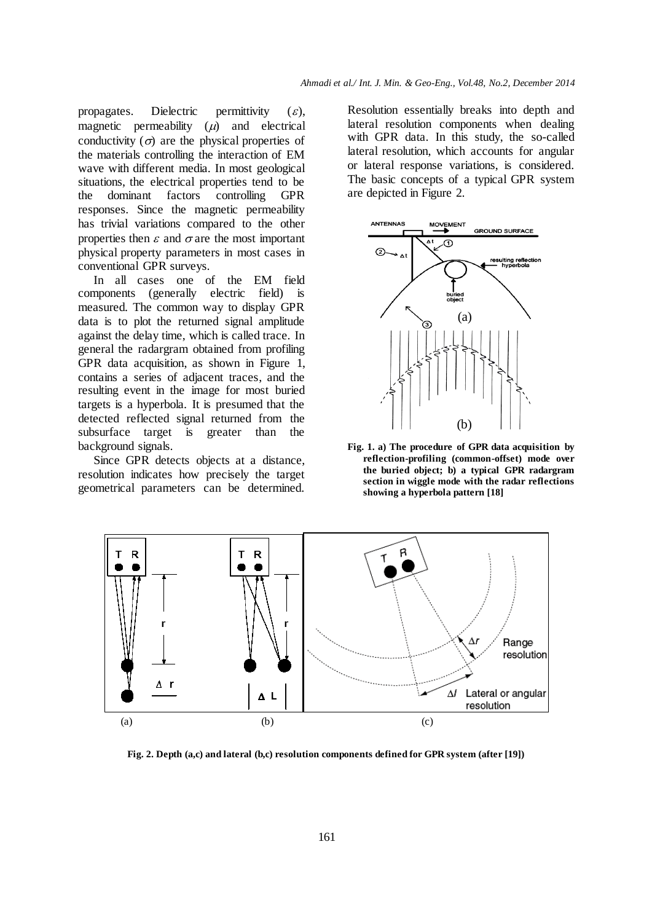propagates. Dielectric permittivity ($\varepsilon$), magnetic permeability ($\mu$) and electrical conductivity ($\sigma$) are the physical properties of the materials controlling the interaction of EM wave with different media. In most geological situations, the electrical properties tend to be the dominant factors controlling GPR responses. Since the magnetic permeability has trivial variations compared to the other properties then $\varepsilon$ and $\sigma$ are the most important physical property parameters in most cases in conventional GPR surveys.

In all cases one of the EM field components (generally electric field) is measured. The common way to display GPR data is to plot the returned signal amplitude against the delay time, which is called trace. In general the radargram obtained from profiling GPR data acquisition, as shown in Figure 1, contains a series of adjacent traces, and the resulting event in the image for most buried targets is a hyperbola. It is presumed that the detected reflected signal returned from the subsurface target is greater than the background signals.

Since GPR detects objects at a distance, resolution indicates how precisely the target geometrical parameters can be determined. Resolution essentially breaks into depth and lateral resolution components when dealing with GPR data. In this study, the so-called lateral resolution, which accounts for angular or lateral response variations, is considered. The basic concepts of a typical GPR system are depicted in Figure 2.

**Fig. 1. a) The procedure of GPR data acquisition by reflection-profiling (common-offset) mode over the buried object; b) a typical GPR radargram section in wiggle mode with the radar reflections showing a hyperbola pattern [18]**

**Fig. 2. Depth (a,c) and lateral (b,c) resolution components defined for GPR system (after [19])**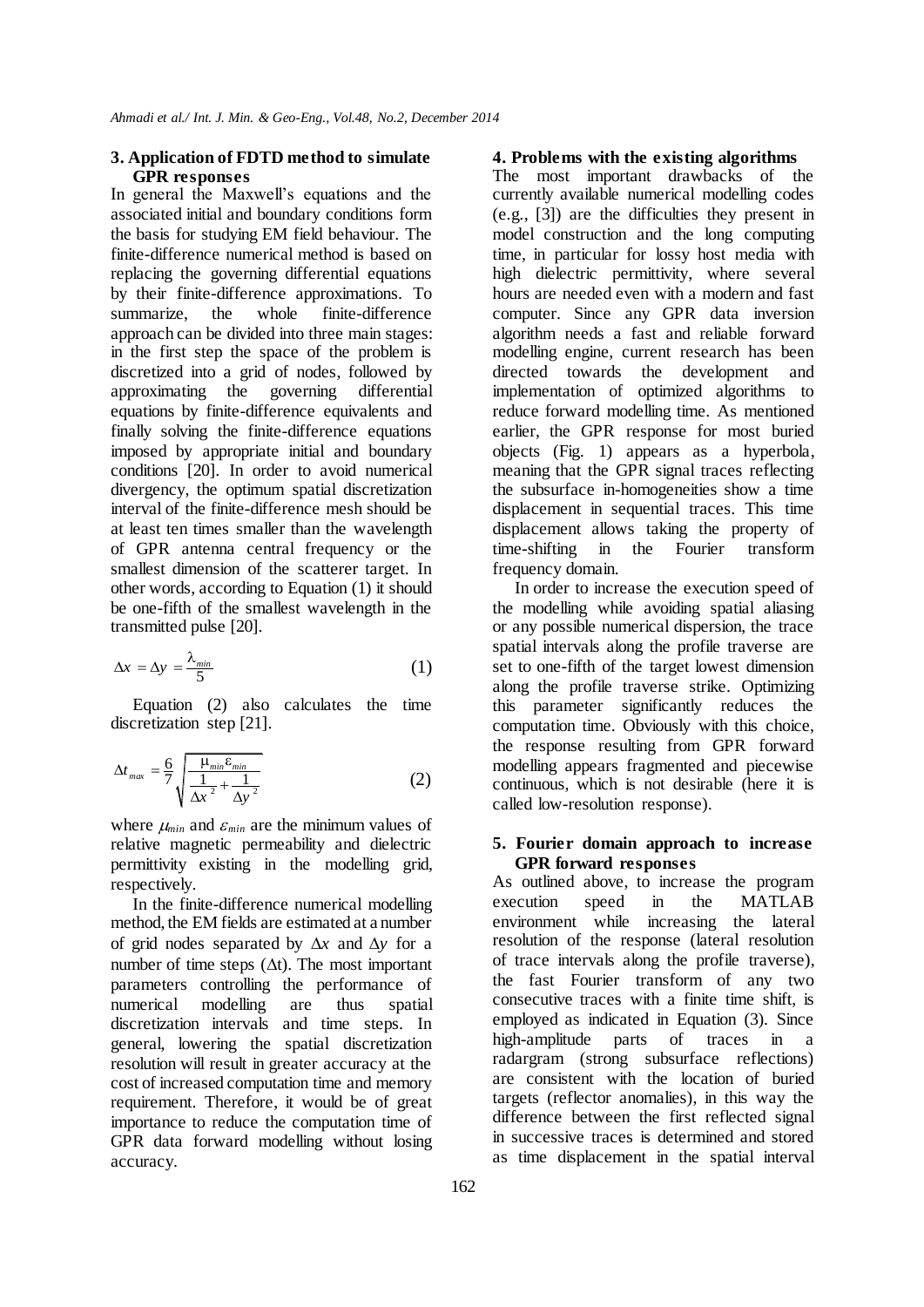## 3. Application of FDTD method to simulate GPR responses

In general the Maxwell's equations and the associated initial and boundary conditions form the basis for studying EM field behaviour. The finite-difference numerical method is based on replacing the governing differential equations by their finite-difference approximations. To summarize, the whole finite-difference approach can be divided into three main stages: in the first step the space of the problem is discretized into a grid of nodes, followed by approximating the governing differential equations by finite-difference equivalents and finally solving the finite-difference equations imposed by appropriate initial and boundary conditions [20]. In order to avoid numerical divergency, the optimum spatial discretization interval of the finite-difference mesh should be at least ten times smaller than the wavelength of GPR antenna central frequency or the smallest dimension of the scatterer target. In other words, according to Equation (1) it should be one-fifth of the smallest wavelength in the transmitted pulse [20].

$$\Delta x = \Delta y = \frac{\lambda_{min}}{5} \tag{1}$$

Equation (2) also calculates the time discretization step [21].

$$\Delta t_{max} = \frac{6}{7}\sqrt{\frac{\mu_{min}\varepsilon_{min}}{\frac{1}{\Delta x^2}+\frac{1}{\Delta y^2}}} \tag{2}$$

where $\mu_{min}$ and $\varepsilon_{min}$ are the minimum values of relative magnetic permeability and dielectric permittivity existing in the modelling grid, respectively.

In the finite-difference numerical modelling method, the EM fields are estimated at a number of grid nodes separated by $\Delta x$ and $\Delta y$ for a number of time steps ($\Delta t$). The most important parameters controlling the performance of numerical modelling are thus spatial discretization intervals and time steps. In general, lowering the spatial discretization resolution will result in greater accuracy at the cost of increased computation time and memory requirement. Therefore, it would be of great importance to reduce the computation time of GPR data forward modelling without losing accuracy.

## 4. Problems with the existing algorithms

The most important drawbacks of the currently available numerical modelling codes (e.g., [3]) are the difficulties they present in model construction and the long computing time, in particular for lossy host media with high dielectric permittivity, where several hours are needed even with a modern and fast computer. Since any GPR data inversion algorithm needs a fast and reliable forward modelling engine, current research has been directed towards the development and implementation of optimized algorithms to reduce forward modelling time. As mentioned earlier, the GPR response for most buried objects (Fig. 1) appears as a hyperbola, meaning that the GPR signal traces reflecting the subsurface in-homogeneities show a time displacement in sequential traces. This time displacement allows taking the property of time-shifting in the Fourier transform frequency domain.

In order to increase the execution speed of the modelling while avoiding spatial aliasing or any possible numerical dispersion, the trace spatial intervals along the profile traverse are set to one-fifth of the target lowest dimension along the profile traverse strike. Optimizing this parameter significantly reduces the computation time. Obviously with this choice, the response resulting from GPR forward modelling appears fragmented and piecewise continuous, which is not desirable (here it is called low-resolution response).

## 5. Fourier domain approach to increase GPR forward responses

As outlined above, to increase the program execution speed in the MATLAB environment while increasing the lateral resolution of the response (lateral resolution of trace intervals along the profile traverse), the fast Fourier transform of any two consecutive traces with a finite time shift, is employed as indicated in Equation (3). Since high-amplitude parts of traces in a radargram (strong subsurface reflections) are consistent with the location of buried targets (reflector anomalies), in this way the difference between the first reflected signal in successive traces is determined and stored as time displacement in the spatial interval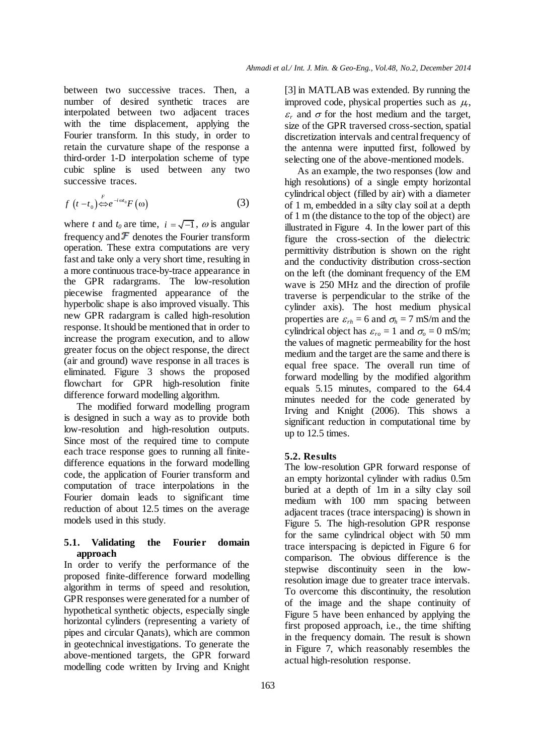between two successive traces. Then, a number of desired synthetic traces are interpolated between two adjacent traces with the time displacement, applying the Fourier transform. In this study, in order to retain the curvature shape of the response a third-order 1-D interpolation scheme of type cubic spline is used between any two successive traces.

$$f\left(t-t_0\right) \overset{F}{\Leftrightarrow} e^{-i\omega t_0} F\left(\omega\right) \tag{3}$$

where $t$ and $t_0$ are time, $i=\sqrt{-1}$, $\omega$ is angular frequency and $\mathcal{F}$ denotes the Fourier transform operation. These extra computations are very fast and take only a very short time, resulting in a more continuous trace-by-trace appearance in the GPR radargrams. The low-resolution piecewise fragmented appearance of the hyperbolic shape is also improved visually. This new GPR radargram is called high-resolution response. It should be mentioned that in order to increase the program execution, and to allow greater focus on the object response, the direct (air and ground) wave response in all traces is eliminated. Figure 3 shows the proposed flowchart for GPR high-resolution finite difference forward modelling algorithm.

The modified forward modelling program is designed in such a way as to provide both low-resolution and high-resolution outputs. Since most of the required time to compute each trace response goes to running all finite-difference equations in the forward modelling code, the application of Fourier transform and computation of trace interpolations in the Fourier domain leads to significant time reduction of about 12.5 times on the average models used in this study.

### 5.1. Validating the Fourier domain approach

In order to verify the performance of the proposed finite-difference forward modelling algorithm in terms of speed and resolution, GPR responses were generated for a number of hypothetical synthetic objects, especially single horizontal cylinders (representing a variety of pipes and circular Qanats), which are common in geotechnical investigations. To generate the above-mentioned targets, the GPR forward modelling code written by Irving and Knight [3] in MATLAB was extended. By running the improved code, physical properties such as $\mu_r$, $\varepsilon_r$ and $\sigma$ for the host medium and the target, size of the GPR traversed cross-section, spatial discretization intervals and central frequency of the antenna were inputted first, followed by selecting one of the above-mentioned models.

As an example, the two responses (low and high resolutions) of a single empty horizontal cylindrical object (filled by air) with a diameter of 1 m, embedded in a silty clay soil at a depth of 1 m (the distance to the top of the object) are illustrated in Figure 4. In the lower part of this figure the cross-section of the dielectric permittivity distribution is shown on the right and the conductivity distribution cross-section on the left (the dominant frequency of the EM wave is 250 MHz and the direction of profile traverse is perpendicular to the strike of the cylinder axis). The host medium physical properties are $\varepsilon_{rh}$ = 6 and $\sigma_h$ = 7 mS/m and the cylindrical object has $\varepsilon_{ro}$ = 1 and $\sigma_o$ = 0 mS/m; the values of magnetic permeability for the host medium and the target are the same and there is equal free space. The overall run time of forward modelling by the modified algorithm equals 5.15 minutes, compared to the 64.4 minutes needed for the code generated by Irving and Knight (2006). This shows a significant reduction in computational time by up to 12.5 times.

### 5.2. Results

The low-resolution GPR forward response of an empty horizontal cylinder with radius 0.5m buried at a depth of 1m in a silty clay soil medium with 100 mm spacing between adjacent traces (trace interspacing) is shown in Figure 5. The high-resolution GPR response for the same cylindrical object with 50 mm trace interspacing is depicted in Figure 6 for comparison. The obvious difference is the stepwise discontinuity seen in the low-resolution image due to greater trace intervals. To overcome this discontinuity, the resolution of the image and the shape continuity of Figure 5 have been enhanced by applying the first proposed approach, i.e., the time shifting in the frequency domain. The result is shown in Figure 7, which reasonably resembles the actual high-resolution response.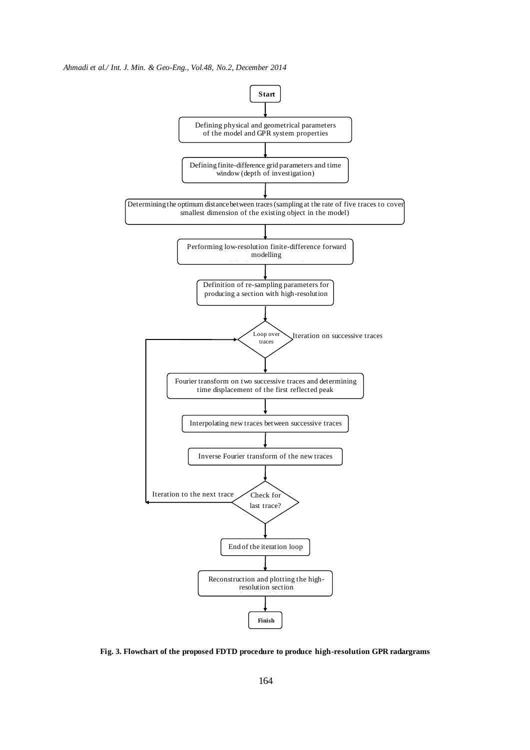Start

Defining physical and geometrical parameters of the model and GPR system properties

Defining finite-difference grid parameters and time window (depth of investigation)

Determining the optimum distance between traces (sampling at the rate of five traces to cover smallest dimension of the existing object in the model)

Performing low-resolution finite-difference forward modelling

Definition of re-sampling parameters for producing a section with high-resolution

Loop over traces — Iteration on successive traces

Fourier transform on two successive traces and determining time displacement of the first reflected peak

Interpolating new traces between successive traces

Inverse Fourier transform of the new traces

Check for last trace? — Iteration to the next trace

End of the iteration loop

Reconstruction and plotting the high-resolution section

Finish

**Fig. 3. Flowchart of the proposed FDTD procedure to produce high-resolution GPR radargrams**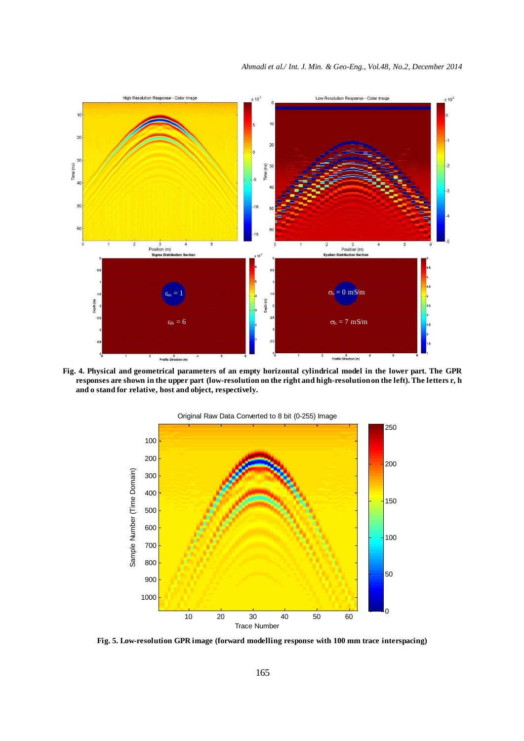**Fig. 4. Physical and geometrical parameters of an empty horizontal cylindrical model in the lower part. The GPR responses are shown in the upper part (low-resolution on the right and high-resolution on the left). The letters r, h and o stand for relative, host and object, respectively.**

**Fig. 5. Low-resolution GPR image (forward modelling response with 100 mm trace interspacing)**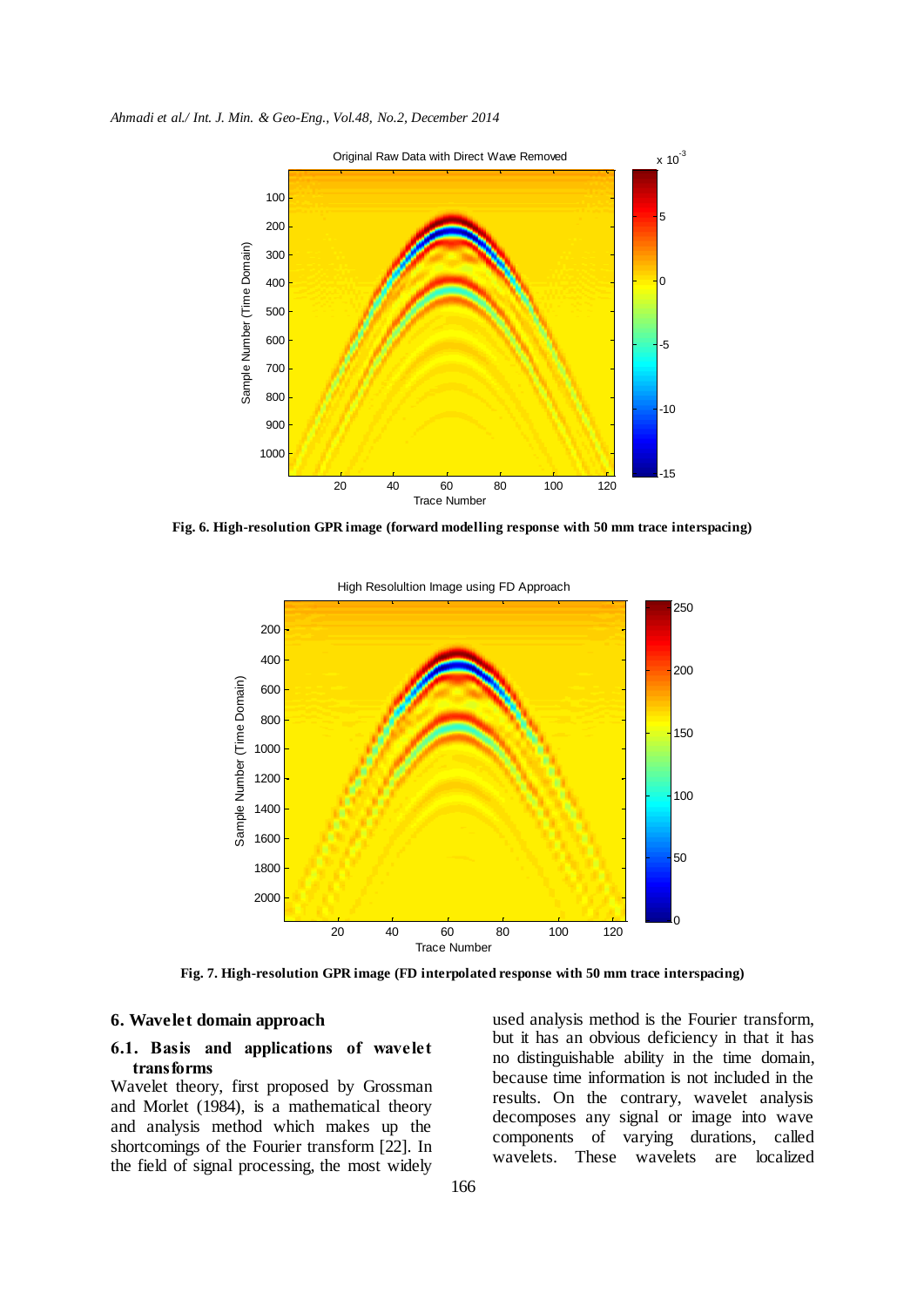Fig. 6. High-resolution GPR image (forward modelling response with 50 mm trace interspacing)

Fig. 7. High-resolution GPR image (FD interpolated response with 50 mm trace interspacing)

## 6. Wavelet domain approach

### 6.1. Basis and applications of wavelet transforms

Wavelet theory, first proposed by Grossman and Morlet (1984), is a mathematical theory and analysis method which makes up the shortcomings of the Fourier transform [22]. In the field of signal processing, the most widely used analysis method is the Fourier transform, but it has an obvious deficiency in that it has no distinguishable ability in the time domain, because time information is not included in the results. On the contrary, wavelet analysis decomposes any signal or image into wave components of varying durations, called wavelets. These wavelets are localized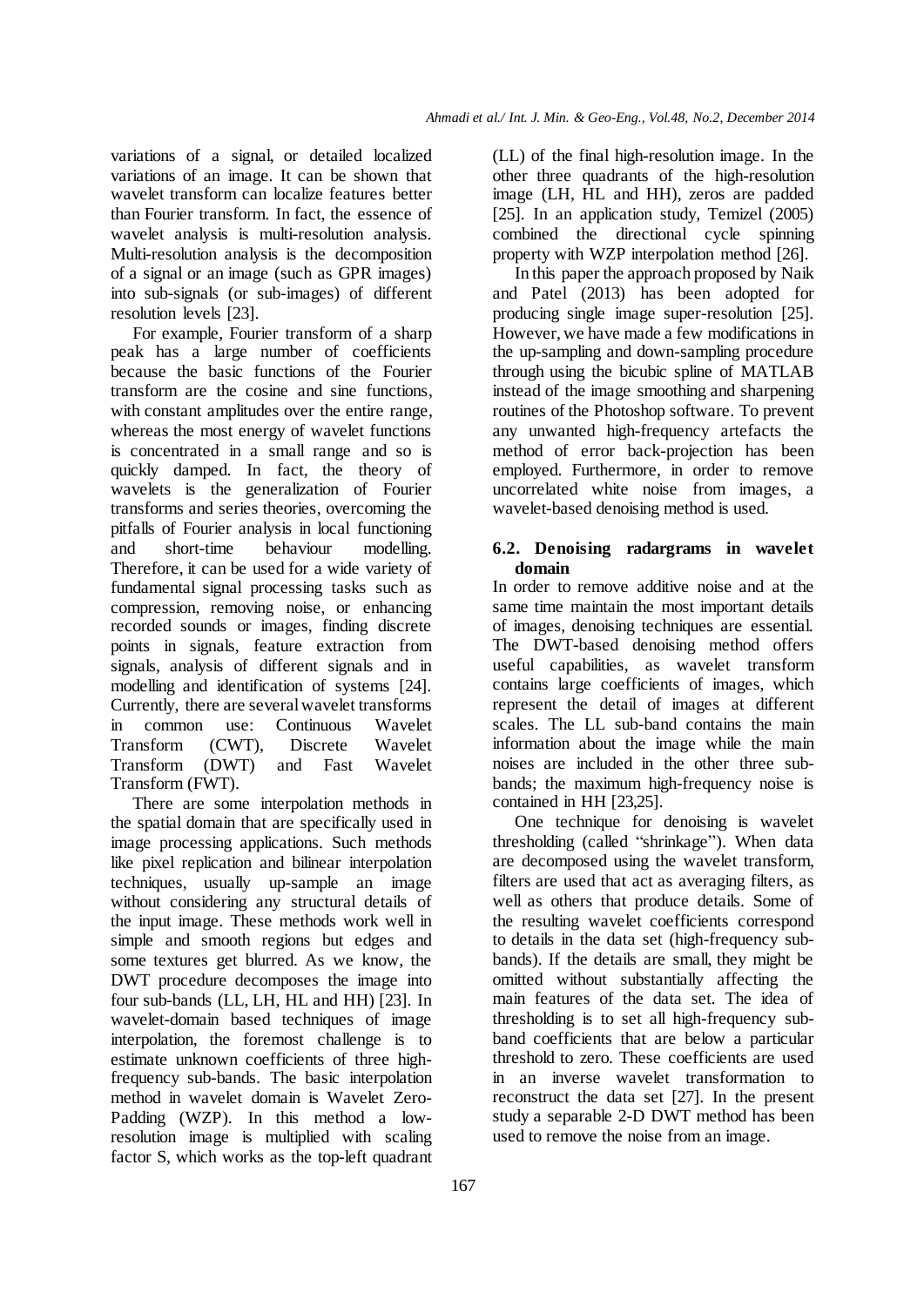variations of a signal, or detailed localized variations of an image. It can be shown that wavelet transform can localize features better than Fourier transform. In fact, the essence of wavelet analysis is multi-resolution analysis. Multi-resolution analysis is the decomposition of a signal or an image (such as GPR images) into sub-signals (or sub-images) of different resolution levels [23].

For example, Fourier transform of a sharp peak has a large number of coefficients because the basic functions of the Fourier transform are the cosine and sine functions, with constant amplitudes over the entire range, whereas the most energy of wavelet functions is concentrated in a small range and so is quickly damped. In fact, the theory of wavelets is the generalization of Fourier transforms and series theories, overcoming the pitfalls of Fourier analysis in local functioning and short-time behaviour modelling. Therefore, it can be used for a wide variety of fundamental signal processing tasks such as compression, removing noise, or enhancing recorded sounds or images, finding discrete points in signals, feature extraction from signals, analysis of different signals and in modelling and identification of systems [24]. Currently, there are several wavelet transforms in common use: Continuous Wavelet Transform (CWT), Discrete Wavelet Transform (DWT) and Fast Wavelet Transform (FWT).

There are some interpolation methods in the spatial domain that are specifically used in image processing applications. Such methods like pixel replication and bilinear interpolation techniques, usually up-sample an image without considering any structural details of the input image. These methods work well in simple and smooth regions but edges and some textures get blurred. As we know, the DWT procedure decomposes the image into four sub-bands (LL, LH, HL and HH) [23]. In wavelet-domain based techniques of image interpolation, the foremost challenge is to estimate unknown coefficients of three high-frequency sub-bands. The basic interpolation method in wavelet domain is Wavelet Zero-Padding (WZP). In this method a low-resolution image is multiplied with scaling factor S, which works as the top-left quadrant (LL) of the final high-resolution image. In the other three quadrants of the high-resolution image (LH, HL and HH), zeros are padded [25]. In an application study, Temizel (2005) combined the directional cycle spinning property with WZP interpolation method [26].

In this paper the approach proposed by Naik and Patel (2013) has been adopted for producing single image super-resolution [25]. However, we have made a few modifications in the up-sampling and down-sampling procedure through using the bicubic spline of MATLAB instead of the image smoothing and sharpening routines of the Photoshop software. To prevent any unwanted high-frequency artefacts the method of error back-projection has been employed. Furthermore, in order to remove uncorrelated white noise from images, a wavelet-based denoising method is used.

### 6.2. Denoising radargrams in wavelet domain

In order to remove additive noise and at the same time maintain the most important details of images, denoising techniques are essential. The DWT-based denoising method offers useful capabilities, as wavelet transform contains large coefficients of images, which represent the detail of images at different scales. The LL sub-band contains the main information about the image while the main noises are included in the other three sub-bands; the maximum high-frequency noise is contained in HH [23,25].

One technique for denoising is wavelet thresholding (called "shrinkage"). When data are decomposed using the wavelet transform, filters are used that act as averaging filters, as well as others that produce details. Some of the resulting wavelet coefficients correspond to details in the data set (high-frequency sub-bands). If the details are small, they might be omitted without substantially affecting the main features of the data set. The idea of thresholding is to set all high-frequency sub-band coefficients that are below a particular threshold to zero. These coefficients are used in an inverse wavelet transformation to reconstruct the data set [27]. In the present study a separable 2-D DWT method has been used to remove the noise from an image.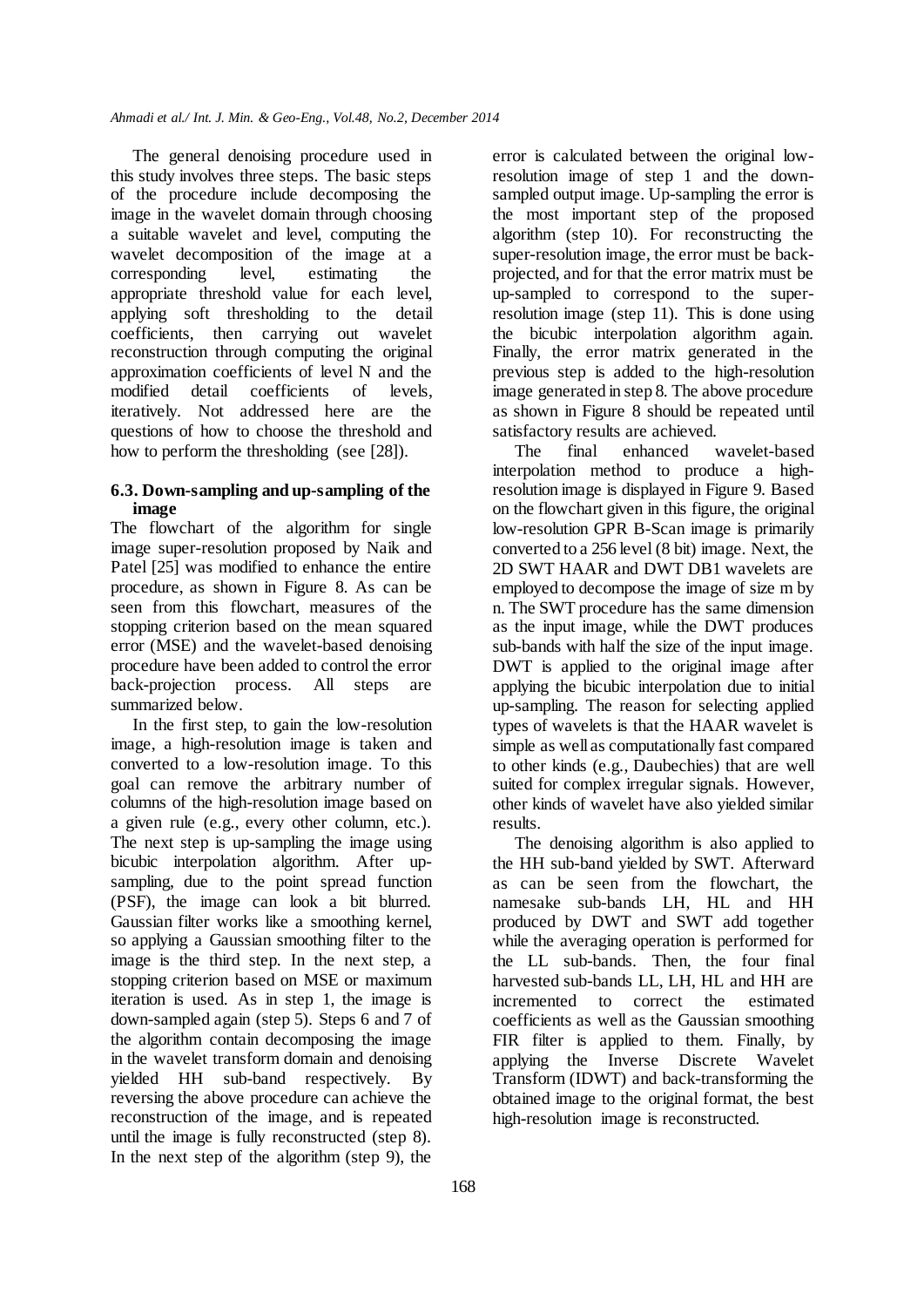The general denoising procedure used in this study involves three steps. The basic steps of the procedure include decomposing the image in the wavelet domain through choosing a suitable wavelet and level, computing the wavelet decomposition of the image at a corresponding level, estimating the appropriate threshold value for each level, applying soft thresholding to the detail coefficients, then carrying out wavelet reconstruction through computing the original approximation coefficients of level N and the modified detail coefficients of levels, iteratively. Not addressed here are the questions of how to choose the threshold and how to perform the thresholding (see [28]).

### 6.3. Down-sampling and up-sampling of the image

The flowchart of the algorithm for single image super-resolution proposed by Naik and Patel [25] was modified to enhance the entire procedure, as shown in Figure 8. As can be seen from this flowchart, measures of the stopping criterion based on the mean squared error (MSE) and the wavelet-based denoising procedure have been added to control the error back-projection process. All steps are summarized below.

In the first step, to gain the low-resolution image, a high-resolution image is taken and converted to a low-resolution image. To this goal can remove the arbitrary number of columns of the high-resolution image based on a given rule (e.g., every other column, etc.). The next step is up-sampling the image using bicubic interpolation algorithm. After up-sampling, due to the point spread function (PSF), the image can look a bit blurred. Gaussian filter works like a smoothing kernel, so applying a Gaussian smoothing filter to the image is the third step. In the next step, a stopping criterion based on MSE or maximum iteration is used. As in step 1, the image is down-sampled again (step 5). Steps 6 and 7 of the algorithm contain decomposing the image in the wavelet transform domain and denoising yielded HH sub-band respectively. By reversing the above procedure can achieve the reconstruction of the image, and is repeated until the image is fully reconstructed (step 8). In the next step of the algorithm (step 9), the error is calculated between the original low-resolution image of step 1 and the down-sampled output image. Up-sampling the error is the most important step of the proposed algorithm (step 10). For reconstructing the super-resolution image, the error must be back-projected, and for that the error matrix must be up-sampled to correspond to the super-resolution image (step 11). This is done using the bicubic interpolation algorithm again. Finally, the error matrix generated in the previous step is added to the high-resolution image generated in step 8. The above procedure as shown in Figure 8 should be repeated until satisfactory results are achieved.

The final enhanced wavelet-based interpolation method to produce a high-resolution image is displayed in Figure 9. Based on the flowchart given in this figure, the original low-resolution GPR B-Scan image is primarily converted to a 256 level (8 bit) image. Next, the 2D SWT HAAR and DWT DB1 wavelets are employed to decompose the image of size m by n. The SWT procedure has the same dimension as the input image, while the DWT produces sub-bands with half the size of the input image. DWT is applied to the original image after applying the bicubic interpolation due to initial up-sampling. The reason for selecting applied types of wavelets is that the HAAR wavelet is simple as well as computationally fast compared to other kinds (e.g., Daubechies) that are well suited for complex irregular signals. However, other kinds of wavelet have also yielded similar results.

The denoising algorithm is also applied to the HH sub-band yielded by SWT. Afterward as can be seen from the flowchart, the namesake sub-bands LH, HL and HH produced by DWT and SWT add together while the averaging operation is performed for the LL sub-bands. Then, the four final harvested sub-bands LL, LH, HL and HH are incremented to correct the estimated coefficients as well as the Gaussian smoothing FIR filter is applied to them. Finally, by applying the Inverse Discrete Wavelet Transform (IDWT) and back-transforming the obtained image to the original format, the best high-resolution image is reconstructed.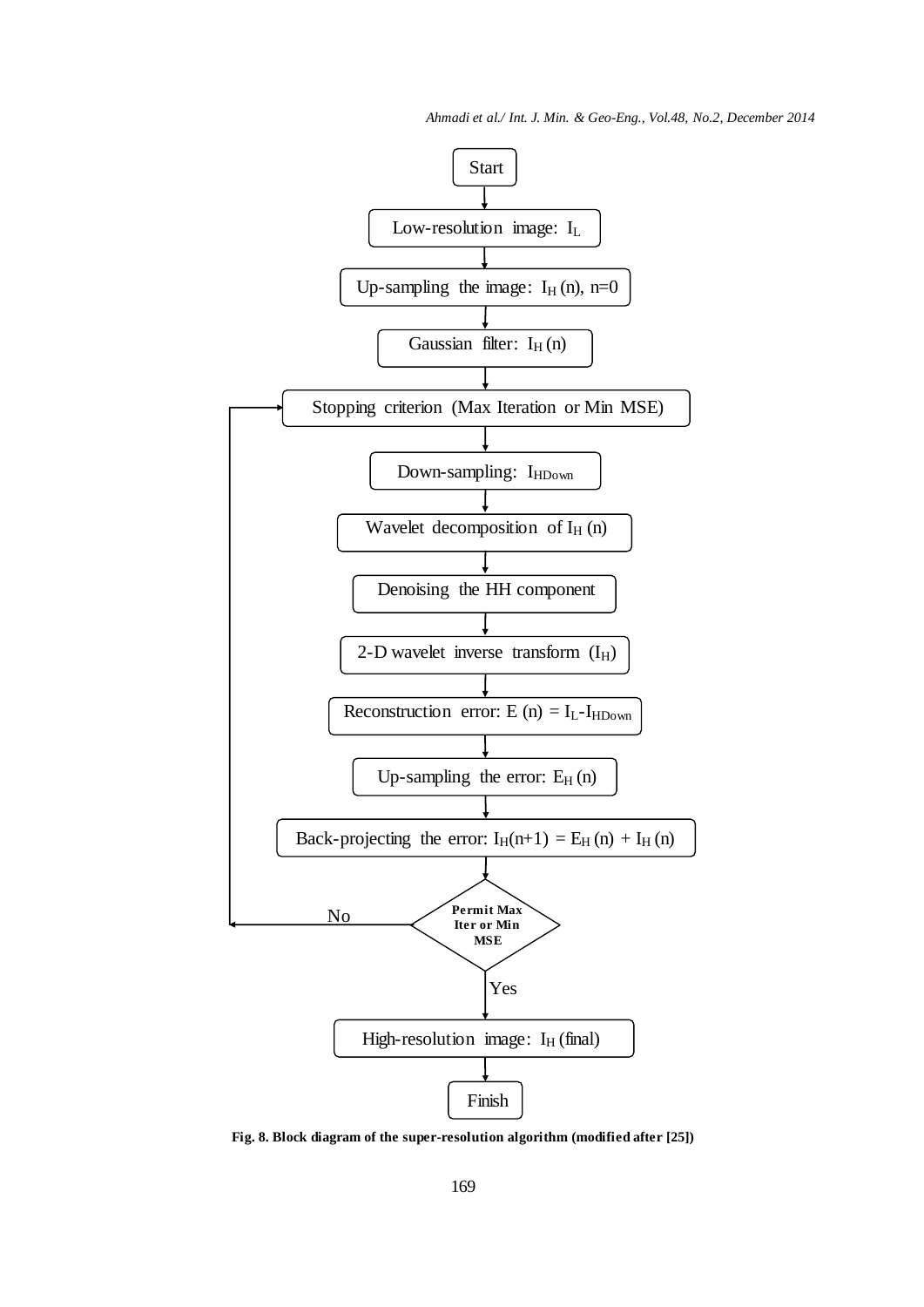Start

Low-resolution image: $I_L$

Up-sampling the image: $I_H$ (n), n=0

Gaussian filter: $I_H$ (n)

Stopping criterion (Max Iteration or Min MSE)

Down-sampling: $I_{HDown}$

Wavelet decomposition of $I_H$ (n)

Denoising the HH component

2-D wavelet inverse transform ($I_H$)

Reconstruction error: E (n) = $I_L$-$I_{HDown}$

Up-sampling the error: $E_H$ (n)

Back-projecting the error: $I_H$(n+1) = $E_H$ (n) + $I_H$ (n)

**Permit Max Iter or Min MSE** — No: return to Stopping criterion; Yes: continue

High-resolution image: $I_H$ (final)

Finish

**Fig. 8. Block diagram of the super-resolution algorithm (modified after [25])**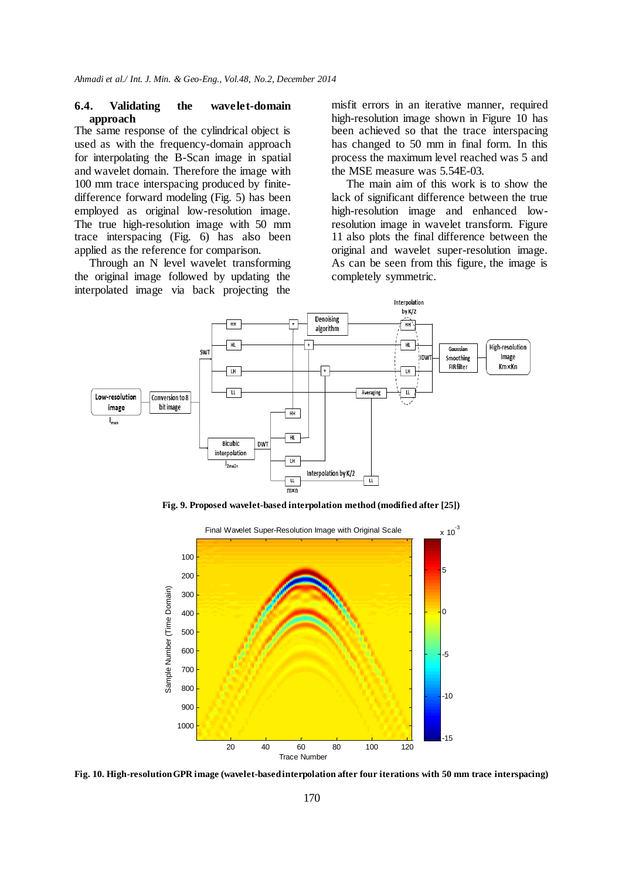### 6.4. Validating the wavelet-domain approach

The same response of the cylindrical object is used as with the frequency-domain approach for interpolating the B-Scan image in spatial and wavelet domain. Therefore the image with 100 mm trace interspacing produced by finite-difference forward modeling (Fig. 5) has been employed as original low-resolution image. The true high-resolution image with 50 mm trace interspacing (Fig. 6) has also been applied as the reference for comparison.

Through an N level wavelet transforming the original image followed by updating the interpolated image via back projecting the misfit errors in an iterative manner, required high-resolution image shown in Figure 10 has been achieved so that the trace interspacing has changed to 50 mm in final form. In this process the maximum level reached was 5 and the MSE measure was 5.54E-03.

The main aim of this work is to show the lack of significant difference between the true high-resolution image and enhanced low-resolution image in wavelet transform. Figure 11 also plots the final difference between the original and wavelet super-resolution image. As can be seen from this figure, the image is completely symmetric.

**Fig. 9. Proposed wavelet-based interpolation method (modified after [25])**

**Fig. 10. High-resolution GPR image (wavelet-based interpolation after four iterations with 50 mm trace interspacing)**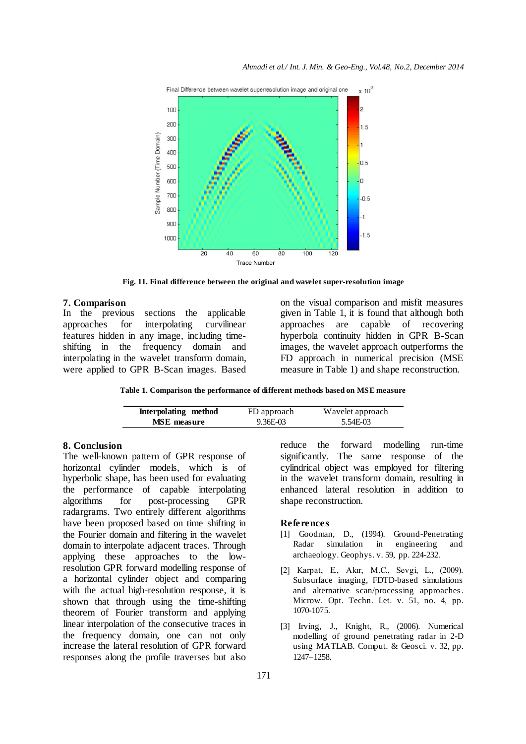Fig. 11. Final difference between the original and wavelet super-resolution image

## 7. Comparison

In the previous sections the applicable approaches for interpolating curvilinear features hidden in any image, including time-shifting in the frequency domain and interpolating in the wavelet transform domain, were applied to GPR B-Scan images. Based on the visual comparison and misfit measures given in Table 1, it is found that although both approaches are capable of recovering hyperbola continuity hidden in GPR B-Scan images, the wavelet approach outperforms the FD approach in numerical precision (MSE measure in Table 1) and shape reconstruction.

**Table 1. Comparison the performance of different methods based on MSE measure**

| **Interpolating method** | FD approach | Wavelet approach |
|---|---|---|
| **MSE measure** | 9.36E-03 | 5.54E-03 |

## 8. Conclusion

The well-known pattern of GPR response of horizontal cylinder models, which is of hyperbolic shape, has been used for evaluating the performance of capable interpolating algorithms for post-processing GPR radargrams. Two entirely different algorithms have been proposed based on time shifting in the Fourier domain and filtering in the wavelet domain to interpolate adjacent traces. Through applying these approaches to the low-resolution GPR forward modelling response of a horizontal cylinder object and comparing with the actual high-resolution response, it is shown that through using the time-shifting theorem of Fourier transform and applying linear interpolation of the consecutive traces in the frequency domain, one can not only increase the lateral resolution of GPR forward responses along the profile traverses but also reduce the forward modelling run-time significantly. The same response of the cylindrical object was employed for filtering in the wavelet transform domain, resulting in enhanced lateral resolution in addition to shape reconstruction.

## References

[1] Goodman, D., (1994). Ground-Penetrating Radar simulation in engineering and archaeology. Geophys. v. 59, pp. 224-232.

[2] Karpat, E., Akır, M.C., Sevgi, L., (2009). Subsurface imaging, FDTD-based simulations and alternative scan/processing approaches. Microw. Opt. Techn. Let. v. 51, no. 4, pp. 1070-1075.

[3] Irving, J., Knight, R., (2006). Numerical modelling of ground penetrating radar in 2-D using MATLAB. Comput. & Geosci. v. 32, pp. 1247–1258.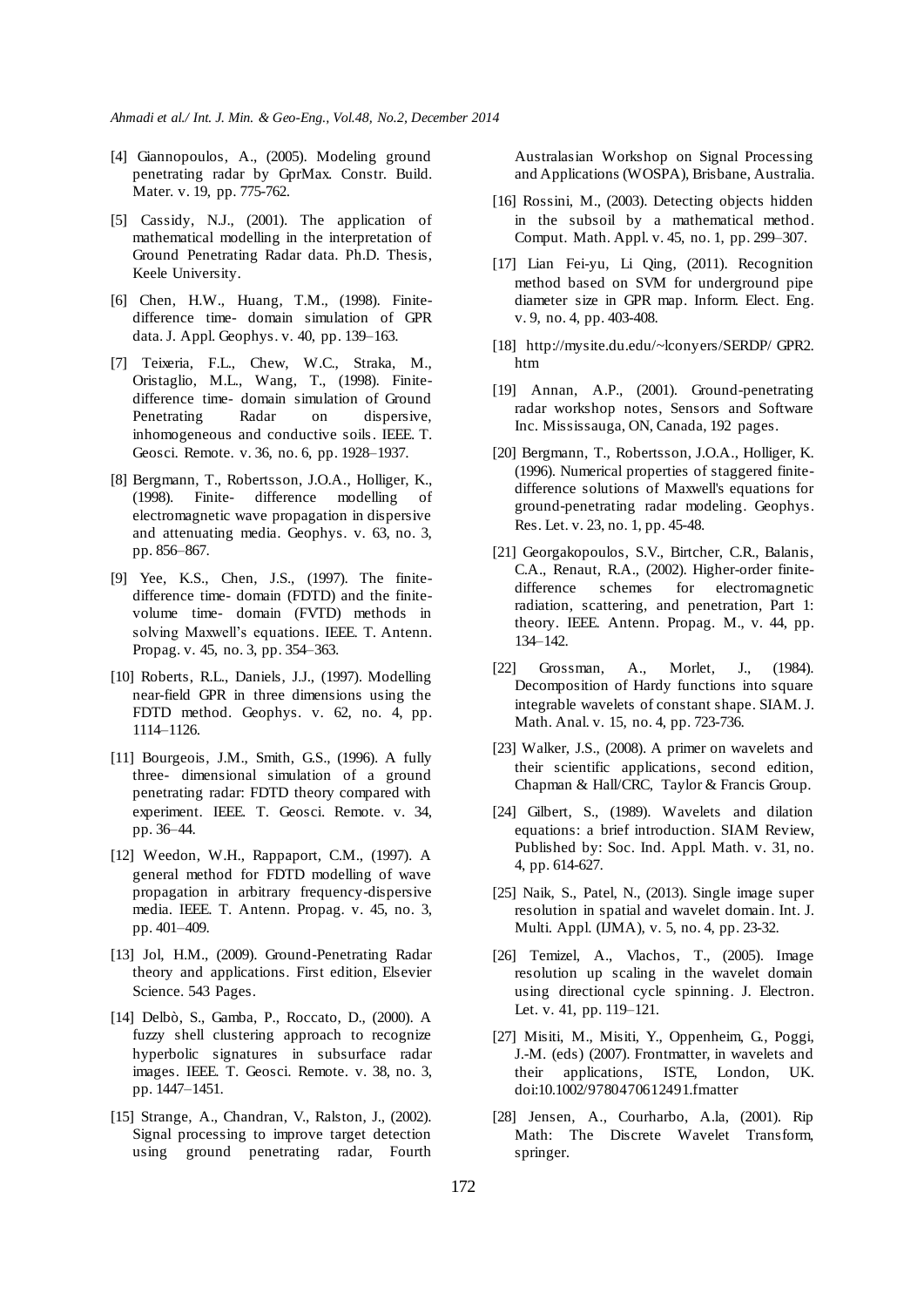[4] Giannopoulos, A., (2005). Modeling ground penetrating radar by GprMax. Constr. Build. Mater. v. 19, pp. 775-762.

[5] Cassidy, N.J., (2001). The application of mathematical modelling in the interpretation of Ground Penetrating Radar data. Ph.D. Thesis, Keele University.

[6] Chen, H.W., Huang, T.M., (1998). Finite-difference time- domain simulation of GPR data. J. Appl. Geophys. v. 40, pp. 139–163.

[7] Teixeria, F.L., Chew, W.C., Straka, M., Oristaglio, M.L., Wang, T., (1998). Finite-difference time- domain simulation of Ground Penetrating Radar on dispersive, inhomogeneous and conductive soils. IEEE. T. Geosci. Remote. v. 36, no. 6, pp. 1928–1937.

[8] Bergmann, T., Robertsson, J.O.A., Holliger, K., (1998). Finite- difference modelling of electromagnetic wave propagation in dispersive and attenuating media. Geophys. v. 63, no. 3, pp. 856–867.

[9] Yee, K.S., Chen, J.S., (1997). The finite-difference time- domain (FDTD) and the finite-volume time- domain (FVTD) methods in solving Maxwell's equations. IEEE. T. Antenn. Propag. v. 45, no. 3, pp. 354–363.

[10] Roberts, R.L., Daniels, J.J., (1997). Modelling near-field GPR in three dimensions using the FDTD method. Geophys. v. 62, no. 4, pp. 1114–1126.

[11] Bourgeois, J.M., Smith, G.S., (1996). A fully three- dimensional simulation of a ground penetrating radar: FDTD theory compared with experiment. IEEE. T. Geosci. Remote. v. 34, pp. 36–44.

[12] Weedon, W.H., Rappaport, C.M., (1997). A general method for FDTD modelling of wave propagation in arbitrary frequency-dispersive media. IEEE. T. Antenn. Propag. v. 45, no. 3, pp. 401–409.

[13] Jol, H.M., (2009). Ground-Penetrating Radar theory and applications. First edition, Elsevier Science. 543 Pages.

[14] Delbò, S., Gamba, P., Roccato, D., (2000). A fuzzy shell clustering approach to recognize hyperbolic signatures in subsurface radar images. IEEE. T. Geosci. Remote. v. 38, no. 3, pp. 1447–1451.

[15] Strange, A., Chandran, V., Ralston, J., (2002). Signal processing to improve target detection using ground penetrating radar, Fourth Australasian Workshop on Signal Processing and Applications (WOSPA), Brisbane, Australia.

[16] Rossini, M., (2003). Detecting objects hidden in the subsoil by a mathematical method. Comput. Math. Appl. v. 45, no. 1, pp. 299–307.

[17] Lian Fei-yu, Li Qing, (2011). Recognition method based on SVM for underground pipe diameter size in GPR map. Inform. Elect. Eng. v. 9, no. 4, pp. 403-408.

[18] http://mysite.du.edu/~lconyers/SERDP/ GPR2. htm

[19] Annan, A.P., (2001). Ground-penetrating radar workshop notes, Sensors and Software Inc. Mississauga, ON, Canada, 192 pages.

[20] Bergmann, T., Robertsson, J.O.A., Holliger, K. (1996). Numerical properties of staggered finite-difference solutions of Maxwell's equations for ground-penetrating radar modeling. Geophys. Res. Let. v. 23, no. 1, pp. 45-48.

[21] Georgakopoulos, S.V., Birtcher, C.R., Balanis, C.A., Renaut, R.A., (2002). Higher-order finite-difference schemes for electromagnetic radiation, scattering, and penetration, Part 1: theory. IEEE. Antenn. Propag. M., v. 44, pp. 134–142.

[22] Grossman, A., Morlet, J., (1984). Decomposition of Hardy functions into square integrable wavelets of constant shape. SIAM. J. Math. Anal. v. 15, no. 4, pp. 723-736.

[23] Walker, J.S., (2008). A primer on wavelets and their scientific applications, second edition, Chapman & Hall/CRC, Taylor & Francis Group.

[24] Gilbert, S., (1989). Wavelets and dilation equations: a brief introduction. SIAM Review, Published by: Soc. Ind. Appl. Math. v. 31, no. 4, pp. 614-627.

[25] Naik, S., Patel, N., (2013). Single image super resolution in spatial and wavelet domain. Int. J. Multi. Appl. (IJMA), v. 5, no. 4, pp. 23-32.

[26] Temizel, A., Vlachos, T., (2005). Image resolution up scaling in the wavelet domain using directional cycle spinning. J. Electron. Let. v. 41, pp. 119–121.

[27] Misiti, M., Misiti, Y., Oppenheim, G., Poggi, J.-M. (eds) (2007). Frontmatter, in wavelets and their applications, ISTE, London, UK. doi:10.1002/9780470612491.fmatter

[28] Jensen, A., Courharbo, A.la, (2001). Rip Math: The Discrete Wavelet Transform, springer.